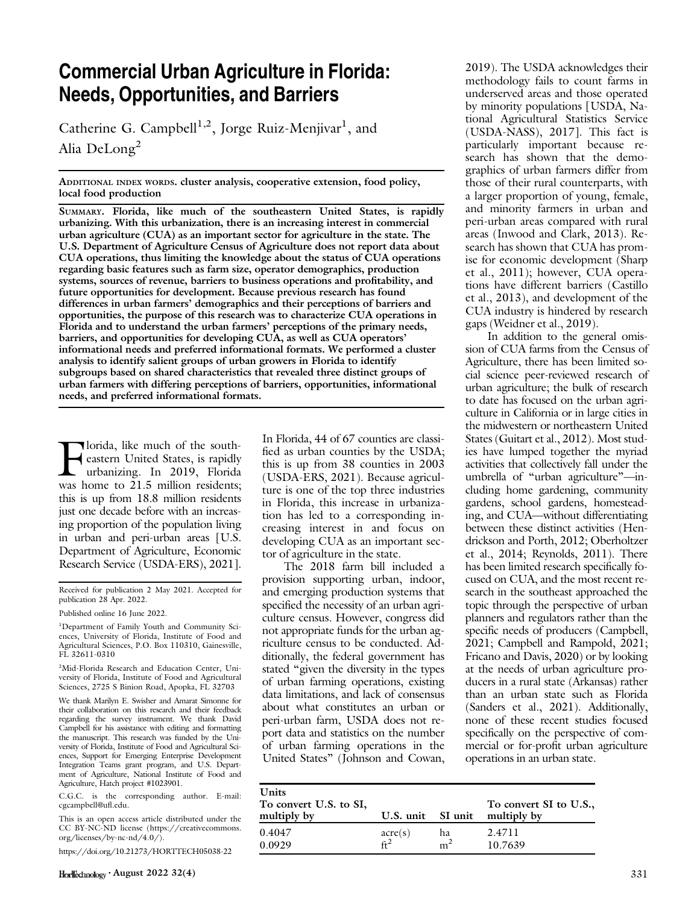# Commercial Urban Agriculture in Florida: Needs, Opportunities, and Barriers

Catherine G. Campbell[1,2], Jorge Ruiz-Menjivar[1], and Alia DeLong[2]

ADDITIONAL INDEX WORDS. cluster analysis, cooperative extension, food policy, local food production

SUMMARY. **Florida, like much of the southeastern United States, is rapidly urbanizing. With this urbanization, there is an increasing interest in commercial urban agriculture (CUA) as an important sector for agriculture in the state. The U.S. Department of Agriculture Census of Agriculture does not report data about CUA operations, thus limiting the knowledge about the status of CUA operations regarding basic features such as farm size, operator demographics, production systems, sources of revenue, barriers to business operations and profitability, and future opportunities for development. Because previous research has found differences in urban farmers' demographics and their perceptions of barriers and opportunities, the purpose of this research was to characterize CUA operations in Florida and to understand the urban farmers' perceptions of the primary needs, barriers, and opportunities for developing CUA, as well as CUA operators' informational needs and preferred informational formats. We performed a cluster analysis to identify salient groups of urban growers in Florida to identify subgroups based on shared characteristics that revealed three distinct groups of urban farmers with differing perceptions of barriers, opportunities, informational needs, and preferred informational formats.**

Florida, like much of the southeastern United States, is rapidly urbanizing. In 2019, Florida was home to 21.5 million residents; this is up from 18.8 million residents just one decade before with an increasing proportion of the population living in urban and peri-urban areas [U.S. Department of Agriculture, Economic Research Service (USDA-ERS), 2021]. In Florida, 44 of 67 counties are classified as urban counties by the USDA; this is up from 38 counties in 2003 (USDA-ERS, 2021). Because agriculture is one of the top three industries in Florida, this increase in urbanization has led to a corresponding increasing interest in and focus on developing CUA as an important sector of agriculture in the state.

The 2018 farm bill included a provision supporting urban, indoor, and emerging production systems that specified the necessity of an urban agriculture census. However, congress did not appropriate funds for the urban agriculture census to be conducted. Additionally, the federal government has stated "given the diversity in the types of urban farming operations, existing data limitations, and lack of consensus about what constitutes an urban or peri-urban farm, USDA does not report data and statistics on the number of urban farming operations in the United States" (Johnson and Cowan, 2019). The USDA acknowledges their methodology fails to count farms in underserved areas and those operated by minority populations [USDA, National Agricultural Statistics Service (USDA-NASS), 2017]. This fact is particularly important because research has shown that the demographics of urban farmers differ from those of their rural counterparts, with a larger proportion of young, female, and minority farmers in urban and peri-urban areas compared with rural areas (Inwood and Clark, 2013). Research has shown that CUA has promise for economic development (Sharp et al., 2011); however, CUA operations have different barriers (Castillo et al., 2013), and development of the CUA industry is hindered by research gaps (Weidner et al., 2019).

In addition to the general omission of CUA farms from the Census of Agriculture, there has been limited social science peer-reviewed research of urban agriculture; the bulk of research to date has focused on the urban agriculture in California or in large cities in the midwestern or northeastern United States (Guitart et al., 2012). Most studies have lumped together the myriad activities that collectively fall under the umbrella of "urban agriculture"—including home gardening, community gardens, school gardens, homesteading, and CUA—without differentiating between these distinct activities (Hendrickson and Porth, 2012; Oberholtzer et al., 2014; Reynolds, 2011). There has been limited research specifically focused on CUA, and the most recent research in the southeast approached the topic through the perspective of urban planners and regulators rather than the specific needs of producers (Campbell, 2021; Campbell and Rampold, 2021; Fricano and Davis, 2020) or by looking at the needs of urban agriculture producers in a rural state (Arkansas) rather than an urban state such as Florida (Sanders et al., 2021). Additionally, none of these recent studies focused specifically on the perspective of commercial or for-profit urban agriculture operations in an urban state.

| Units To convert U.S. to SI, multiply by | U.S. unit | SI unit | To convert SI to U.S., multiply by |
|---|---|---|---|
| 0.4047 | acre(s) | ha | 2.4711 |
| 0.0929 | $ft^2$ | $m^2$ | 10.7639 |

Received for publication 2 May 2021. Accepted for publication 28 Apr. 2022.

Published online 16 June 2022.

[1]Department of Family Youth and Community Sciences, University of Florida, Institute of Food and Agricultural Sciences, P.O. Box 110310, Gainesville, FL 32611-0310

[2]Mid-Florida Research and Education Center, University of Florida, Institute of Food and Agricultural Sciences, 2725 S Binion Road, Apopka, FL 32703

We thank Marilyn E. Swisher and Amarat Simonne for their collaboration on this research and their feedback regarding the survey instrument. We thank David Campbell for his assistance with editing and formatting the manuscript. This research was funded by the University of Florida, Institute of Food and Agricultural Sciences, Support for Emerging Enterprise Development Integration Teams grant program, and U.S. Department of Agriculture, National Institute of Food and Agriculture, Hatch project #1023901.

C.G.C. is the corresponding author. E-mail: cgcampbell@ufl.edu.

This is an open access article distributed under the CC BY-NC-ND license (https://creativecommons.org/licenses/by-nc-nd/4.0/).

https://doi.org/10.21273/HORTTECH05038-22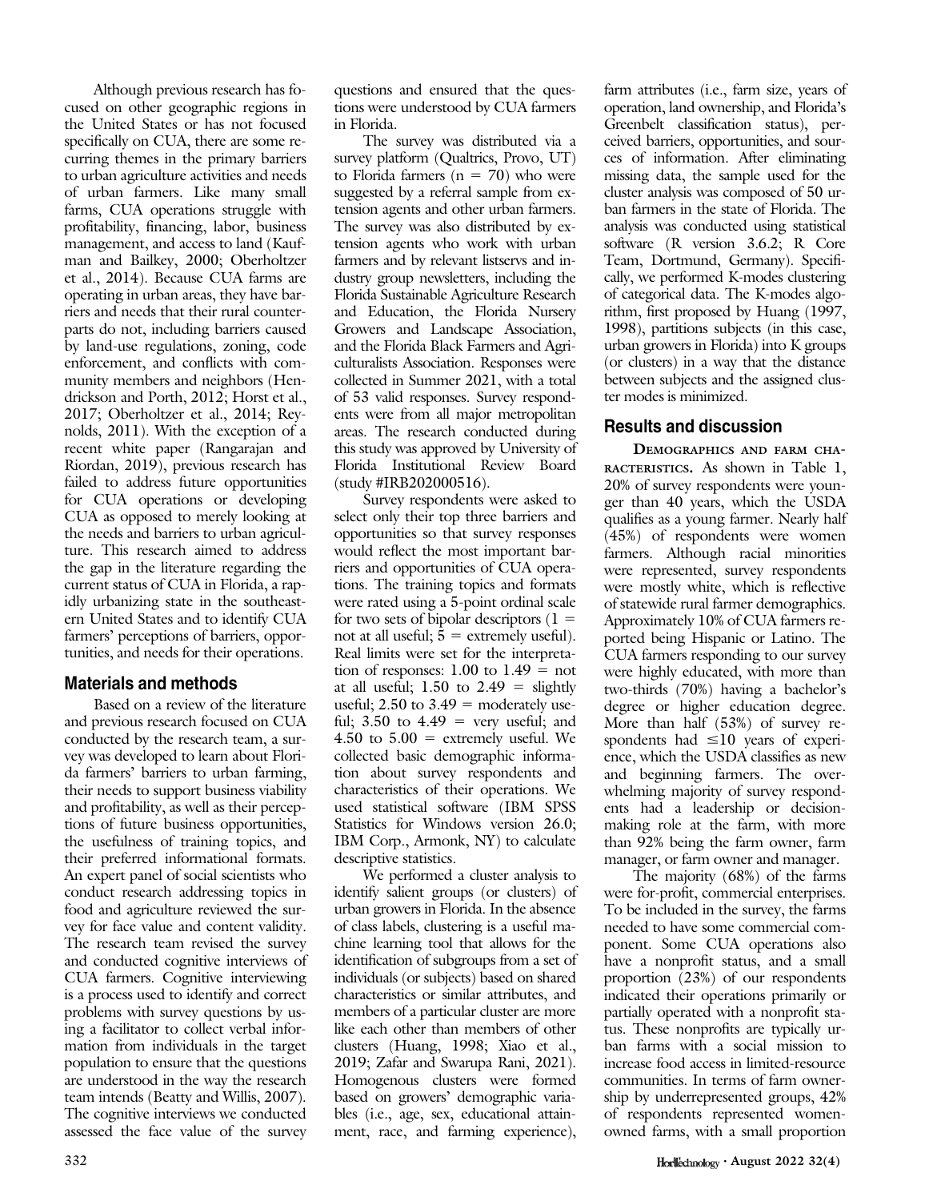Although previous research has focused on other geographic regions in the United States or has not focused specifically on CUA, there are some recurring themes in the primary barriers to urban agriculture activities and needs of urban farmers. Like many small farms, CUA operations struggle with profitability, financing, labor, business management, and access to land (Kaufman and Bailkey, 2000; Oberholtzer et al., 2014). Because CUA farms are operating in urban areas, they have barriers and needs that their rural counterparts do not, including barriers caused by land-use regulations, zoning, code enforcement, and conflicts with community members and neighbors (Hendrickson and Porth, 2012; Horst et al., 2017; Oberholtzer et al., 2014; Reynolds, 2011). With the exception of a recent white paper (Rangarajan and Riordan, 2019), previous research has failed to address future opportunities for CUA operations or developing CUA as opposed to merely looking at the needs and barriers to urban agriculture. This research aimed to address the gap in the literature regarding the current status of CUA in Florida, a rapidly urbanizing state in the southeastern United States and to identify CUA farmers' perceptions of barriers, opportunities, and needs for their operations.

## Materials and methods

Based on a review of the literature and previous research focused on CUA conducted by the research team, a survey was developed to learn about Florida farmers' barriers to urban farming, their needs to support business viability and profitability, as well as their perceptions of future business opportunities, the usefulness of training topics, and their preferred informational formats. An expert panel of social scientists who conduct research addressing topics in food and agriculture reviewed the survey for face value and content validity. The research team revised the survey and conducted cognitive interviews of CUA farmers. Cognitive interviewing is a process used to identify and correct problems with survey questions by using a facilitator to collect verbal information from individuals in the target population to ensure that the questions are understood in the way the research team intends (Beatty and Willis, 2007). The cognitive interviews we conducted assessed the face value of the survey questions and ensured that the questions were understood by CUA farmers in Florida.

The survey was distributed via a survey platform (Qualtrics, Provo, UT) to Florida farmers ($n = 70$) who were suggested by a referral sample from extension agents and other urban farmers. The survey was also distributed by extension agents who work with urban farmers and by relevant listservs and industry group newsletters, including the Florida Sustainable Agriculture Research and Education, the Florida Nursery Growers and Landscape Association, and the Florida Black Farmers and Agriculturalists Association. Responses were collected in Summer 2021, with a total of 53 valid responses. Survey respondents were from all major metropolitan areas. The research conducted during this study was approved by University of Florida Institutional Review Board (study #IRB202000516).

Survey respondents were asked to select only their top three barriers and opportunities so that survey responses would reflect the most important barriers and opportunities of CUA operations. The training topics and formats were rated using a 5-point ordinal scale for two sets of bipolar descriptors (1 = not at all useful; 5 = extremely useful). Real limits were set for the interpretation of responses: 1.00 to 1.49 = not at all useful; 1.50 to 2.49 = slightly useful; 2.50 to 3.49 = moderately useful; 3.50 to 4.49 = very useful; and 4.50 to 5.00 = extremely useful. We collected basic demographic information about survey respondents and characteristics of their operations. We used statistical software (IBM SPSS Statistics for Windows version 26.0; IBM Corp., Armonk, NY) to calculate descriptive statistics.

We performed a cluster analysis to identify salient groups (or clusters) of urban growers in Florida. In the absence of class labels, clustering is a useful machine learning tool that allows for the identification of subgroups from a set of individuals (or subjects) based on shared characteristics or similar attributes, and members of a particular cluster are more like each other than members of other clusters (Huang, 1998; Xiao et al., 2019; Zafar and Swarupa Rani, 2021). Homogenous clusters were formed based on growers' demographic variables (i.e., age, sex, educational attainment, race, and farming experience), farm attributes (i.e., farm size, years of operation, land ownership, and Florida's Greenbelt classification status), perceived barriers, opportunities, and sources of information. After eliminating missing data, the sample used for the cluster analysis was composed of 50 urban farmers in the state of Florida. The analysis was conducted using statistical software (R version 3.6.2; R Core Team, Dortmund, Germany). Specifically, we performed K-modes clustering of categorical data. The K-modes algorithm, first proposed by Huang (1997, 1998), partitions subjects (in this case, urban growers in Florida) into K groups (or clusters) in a way that the distance between subjects and the assigned cluster modes is minimized.

## Results and discussion

**Demographics and farm characteristics.** As shown in Table 1, 20% of survey respondents were younger than 40 years, which the USDA qualifies as a young farmer. Nearly half (45%) of respondents were women farmers. Although racial minorities were represented, survey respondents were mostly white, which is reflective of statewide rural farmer demographics. Approximately 10% of CUA farmers reported being Hispanic or Latino. The CUA farmers responding to our survey were highly educated, with more than two-thirds (70%) having a bachelor's degree or higher education degree. More than half (53%) of survey respondents had ≤10 years of experience, which the USDA classifies as new and beginning farmers. The overwhelming majority of survey respondents had a leadership or decision-making role at the farm, with more than 92% being the farm owner, farm manager, or farm owner and manager.

The majority (68%) of the farms were for-profit, commercial enterprises. To be included in the survey, the farms needed to have some commercial component. Some CUA operations also have a nonprofit status, and a small proportion (23%) of our respondents indicated their operations primarily or partially operated with a nonprofit status. These nonprofits are typically urban farms with a social mission to increase food access in limited-resource communities. In terms of farm ownership by underrepresented groups, 42% of respondents represented women-owned farms, with a small proportion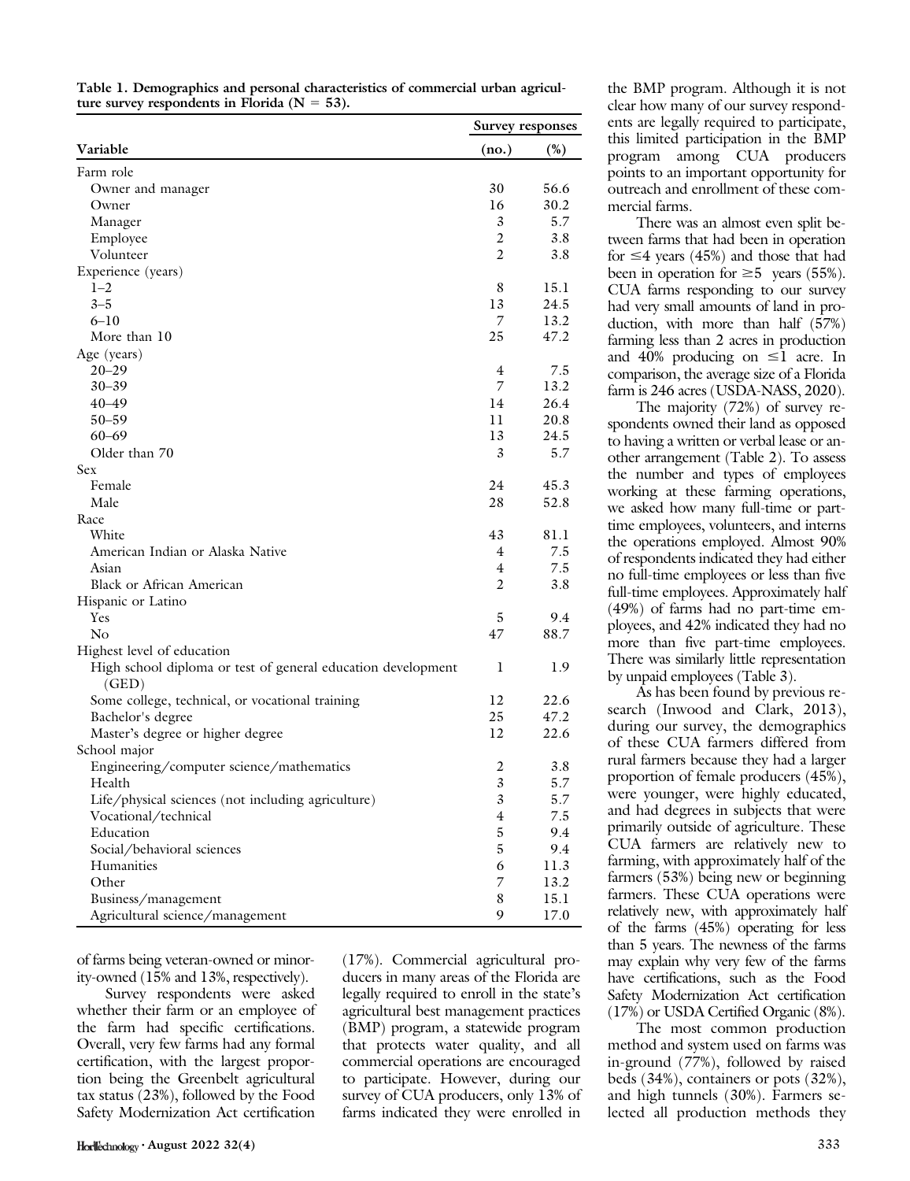Table 1. Demographics and personal characteristics of commercial urban agriculture survey respondents in Florida (N = 53).

| Variable | Survey responses (no.) | (%) |
|---|---|---|
| Farm role | | |
| Owner and manager | 30 | 56.6 |
| Owner | 16 | 30.2 |
| Manager | 3 | 5.7 |
| Employee | 2 | 3.8 |
| Volunteer | 2 | 3.8 |
| Experience (years) | | |
| 1–2 | 8 | 15.1 |
| 3–5 | 13 | 24.5 |
| 6–10 | 7 | 13.2 |
| More than 10 | 25 | 47.2 |
| Age (years) | | |
| 20–29 | 4 | 7.5 |
| 30–39 | 7 | 13.2 |
| 40–49 | 14 | 26.4 |
| 50–59 | 11 | 20.8 |
| 60–69 | 13 | 24.5 |
| Older than 70 | 3 | 5.7 |
| Sex | | |
| Female | 24 | 45.3 |
| Male | 28 | 52.8 |
| Race | | |
| White | 43 | 81.1 |
| American Indian or Alaska Native | 4 | 7.5 |
| Asian | 4 | 7.5 |
| Black or African American | 2 | 3.8 |
| Hispanic or Latino | | |
| Yes | 5 | 9.4 |
| No | 47 | 88.7 |
| Highest level of education | | |
| High school diploma or test of general education development (GED) | 1 | 1.9 |
| Some college, technical, or vocational training | 12 | 22.6 |
| Bachelor's degree | 25 | 47.2 |
| Master's degree or higher degree | 12 | 22.6 |
| School major | | |
| Engineering/computer science/mathematics | 2 | 3.8 |
| Health | 3 | 5.7 |
| Life/physical sciences (not including agriculture) | 3 | 5.7 |
| Vocational/technical | 4 | 7.5 |
| Education | 5 | 9.4 |
| Social/behavioral sciences | 5 | 9.4 |
| Humanities | 6 | 11.3 |
| Other | 7 | 13.2 |
| Business/management | 8 | 15.1 |
| Agricultural science/management | 9 | 17.0 |

of farms being veteran-owned or minority-owned (15% and 13%, respectively).

Survey respondents were asked whether their farm or an employee of the farm had specific certifications. Overall, very few farms had any formal certification, with the largest proportion being the Greenbelt agricultural tax status (23%), followed by the Food Safety Modernization Act certification (17%). Commercial agricultural producers in many areas of the Florida are legally required to enroll in the state's agricultural best management practices (BMP) program, a statewide program that protects water quality, and all commercial operations are encouraged to participate. However, during our survey of CUA producers, only 13% of farms indicated they were enrolled in the BMP program. Although it is not clear how many of our survey respondents are legally required to participate, this limited participation in the BMP program among CUA producers points to an important opportunity for outreach and enrollment of these commercial farms.

There was an almost even split between farms that had been in operation for ≤4 years (45%) and those that had been in operation for ≥5 years (55%). CUA farms responding to our survey had very small amounts of land in production, with more than half (57%) farming less than 2 acres in production and 40% producing on ≤1 acre. In comparison, the average size of a Florida farm is 246 acres (USDA-NASS, 2020).

The majority (72%) of survey respondents owned their land as opposed to having a written or verbal lease or another arrangement (Table 2). To assess the number and types of employees working at these farming operations, we asked how many full-time or part-time employees, volunteers, and interns the operations employed. Almost 90% of respondents indicated they had either no full-time employees or less than five full-time employees. Approximately half (49%) of farms had no part-time employees, and 42% indicated they had no more than five part-time employees. There was similarly little representation by unpaid employees (Table 3).

As has been found by previous research (Inwood and Clark, 2013), during our survey, the demographics of these CUA farmers differed from rural farmers because they had a larger proportion of female producers (45%), were younger, were highly educated, and had degrees in subjects that were primarily outside of agriculture. These CUA farmers are relatively new to farming, with approximately half of the farmers (53%) being new or beginning farmers. These CUA operations were relatively new, with approximately half of the farms (45%) operating for less than 5 years. The newness of the farms may explain why very few of the farms have certifications, such as the Food Safety Modernization Act certification (17%) or USDA Certified Organic (8%).

The most common production method and system used on farms was in-ground (77%), followed by raised beds (34%), containers or pots (32%), and high tunnels (30%). Farmers selected all production methods they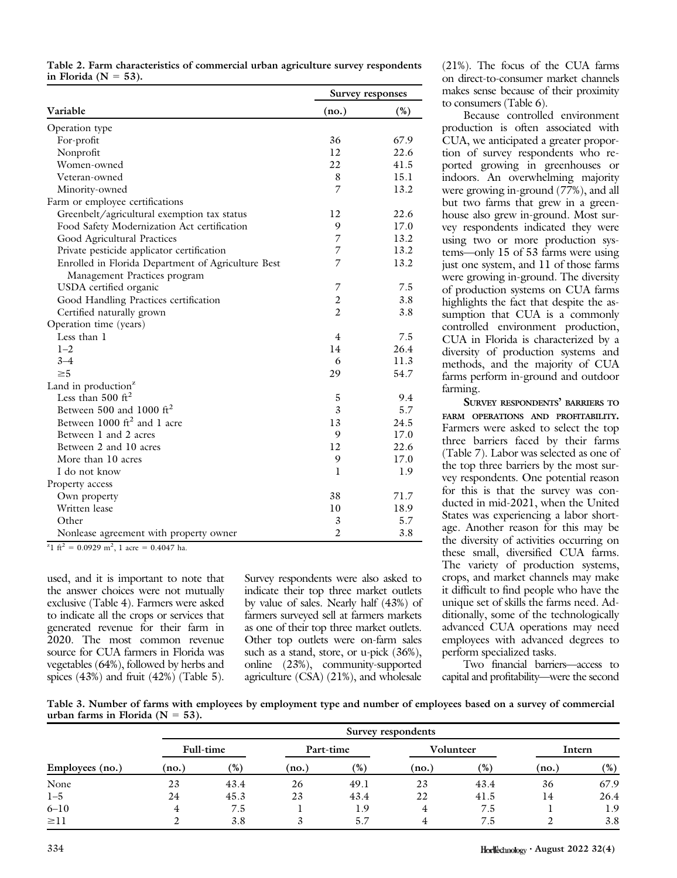**Table 2. Farm characteristics of commercial urban agriculture survey respondents in Florida (N = 53).**

| Variable | Survey responses | |
|---|---|---|
| | (no.) | (%) |
| Operation type | | |
| For-profit | 36 | 67.9 |
| Nonprofit | 12 | 22.6 |
| Women-owned | 22 | 41.5 |
| Veteran-owned | 8 | 15.1 |
| Minority-owned | 7 | 13.2 |
| Farm or employee certifications | | |
| Greenbelt/agricultural exemption tax status | 12 | 22.6 |
| Food Safety Modernization Act certification | 9 | 17.0 |
| Good Agricultural Practices | 7 | 13.2 |
| Private pesticide applicator certification | 7 | 13.2 |
| Enrolled in Florida Department of Agriculture Best Management Practices program | 7 | 13.2 |
| USDA certified organic | 7 | 7.5 |
| Good Handling Practices certification | 2 | 3.8 |
| Certified naturally grown | 2 | 3.8 |
| Operation time (years) | | |
| Less than 1 | 4 | 7.5 |
| 1–2 | 14 | 26.4 |
| 3–4 | 6 | 11.3 |
| ≥5 | 29 | 54.7 |
| Land in production[z] | | |
| Less than 500 ft$^2$ | 5 | 9.4 |
| Between 500 and 1000 ft$^2$ | 3 | 5.7 |
| Between 1000 ft$^2$ and 1 acre | 13 | 24.5 |
| Between 1 and 2 acres | 9 | 17.0 |
| Between 2 and 10 acres | 12 | 22.6 |
| More than 10 acres | 9 | 17.0 |
| I do not know | 1 | 1.9 |
| Property access | | |
| Own property | 38 | 71.7 |
| Written lease | 10 | 18.9 |
| Other | 3 | 5.7 |
| Nonlease agreement with property owner | 2 | 3.8 |

[z] 1 ft$^2$ = 0.0929 m$^2$, 1 acre = 0.4047 ha.

used, and it is important to note that the answer choices were not mutually exclusive (Table 4). Farmers were asked to indicate all the crops or services that generated revenue for their farm in 2020. The most common revenue source for CUA farmers in Florida was vegetables (64%), followed by herbs and spices (43%) and fruit (42%) (Table 5). Survey respondents were also asked to indicate their top three market outlets by value of sales. Nearly half (43%) of farmers surveyed sell at farmers markets as one of their top three market outlets. Other top outlets were on-farm sales such as a stand, store, or u-pick (36%), online (23%), community-supported agriculture (CSA) (21%), and wholesale (21%). The focus of the CUA farms on direct-to-consumer market channels makes sense because of their proximity to consumers (Table 6).

Because controlled environment production is often associated with CUA, we anticipated a greater proportion of survey respondents who reported growing in greenhouses or indoors. An overwhelming majority were growing in-ground (77%), and all but two farms that grew in a greenhouse also grew in-ground. Most survey respondents indicated they were using two or more production systems—only 15 of 53 farms were using just one system, and 11 of those farms were growing in-ground. The diversity of production systems on CUA farms highlights the fact that despite the assumption that CUA is a commonly controlled environment production, CUA in Florida is characterized by a diversity of production systems and methods, and the majority of CUA farms perform in-ground and outdoor farming.

**Survey respondents' barriers to farm operations and profitability.** Farmers were asked to select the top three barriers faced by their farms (Table 7). Labor was selected as one of the top three barriers by the most survey respondents. One potential reason for this is that the survey was conducted in mid-2021, when the United States was experiencing a labor shortage. Another reason for this may be the diversity of activities occurring on these small, diversified CUA farms. The variety of production systems, crops, and market channels may make it difficult to find people who have the unique set of skills the farms need. Additionally, some of the technologically advanced CUA operations may need employees with advanced degrees to perform specialized tasks.

Two financial barriers—access to capital and profitability—were the second

**Table 3. Number of farms with employees by employment type and number of employees based on a survey of commercial urban farms in Florida (N = 53).**

| | Survey respondents | | | | | | | |
|---|---|---|---|---|---|---|---|---|
| | Full-time | | Part-time | | Volunteer | | Intern | |
| Employees (no.) | (no.) | (%) | (no.) | (%) | (no.) | (%) | (no.) | (%) |
| None | 23 | 43.4 | 26 | 49.1 | 23 | 43.4 | 36 | 67.9 |
| 1–5 | 24 | 45.3 | 23 | 43.4 | 22 | 41.5 | 14 | 26.4 |
| 6–10 | 4 | 7.5 | 1 | 1.9 | 4 | 7.5 | 1 | 1.9 |
| ≥11 | 2 | 3.8 | 3 | 5.7 | 4 | 7.5 | 2 | 3.8 |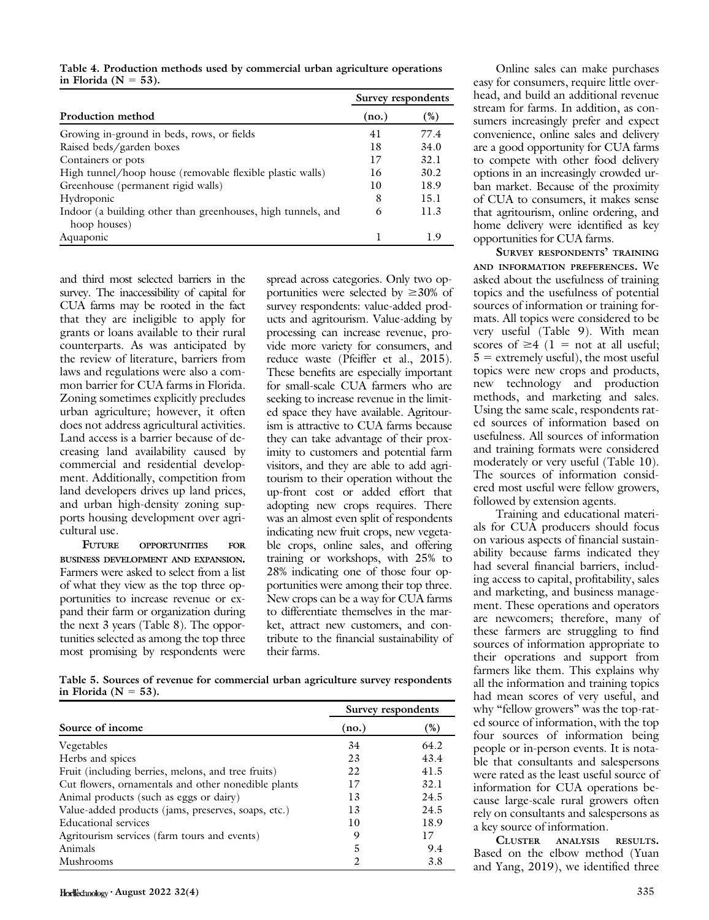**Table 4. Production methods used by commercial urban agriculture operations in Florida (N = 53).**

| Production method | Survey respondents | |
|---|---|---|
| | (no.) | (%) |
| Growing in-ground in beds, rows, or fields | 41 | 77.4 |
| Raised beds/garden boxes | 18 | 34.0 |
| Containers or pots | 17 | 32.1 |
| High tunnel/hoop house (removable flexible plastic walls) | 16 | 30.2 |
| Greenhouse (permanent rigid walls) | 10 | 18.9 |
| Hydroponic | 8 | 15.1 |
| Indoor (a building other than greenhouses, high tunnels, and hoop houses) | 6 | 11.3 |
| Aquaponic | 1 | 1.9 |

and third most selected barriers in the survey. The inaccessibility of capital for CUA farms may be rooted in the fact that they are ineligible to apply for grants or loans available to their rural counterparts. As was anticipated by the review of literature, barriers from laws and regulations were also a common barrier for CUA farms in Florida. Zoning sometimes explicitly precludes urban agriculture; however, it often does not address agricultural activities. Land access is a barrier because of decreasing land availability caused by commercial and residential development. Additionally, competition from land developers drives up land prices, and urban high-density zoning supports housing development over agricultural use.

**Future opportunities for business development and expansion.** Farmers were asked to select from a list of what they view as the top three opportunities to increase revenue or expand their farm or organization during the next 3 years (Table 8). The opportunities selected as among the top three most promising by respondents were spread across categories. Only two opportunities were selected by ≥30% of survey respondents: value-added products and agritourism. Value-adding by processing can increase revenue, provide more variety for consumers, and reduce waste (Pfeiffer et al., 2015). These benefits are especially important for small-scale CUA farmers who are seeking to increase revenue in the limited space they have available. Agritourism is attractive to CUA farms because they can take advantage of their proximity to customers and potential farm visitors, and they are able to add agritourism to their operation without the up-front cost or added effort that adopting new crops requires. There was an almost even split of respondents indicating new fruit crops, new vegetable crops, online sales, and offering training or workshops, with 25% to 28% indicating one of those four opportunities were among their top three. New crops can be a way for CUA farms to differentiate themselves in the market, attract new customers, and contribute to the financial sustainability of their farms.

**Table 5. Sources of revenue for commercial urban agriculture survey respondents in Florida (N = 53).**

| Source of income | Survey respondents | |
|---|---|---|
| | (no.) | (%) |
| Vegetables | 34 | 64.2 |
| Herbs and spices | 23 | 43.4 |
| Fruit (including berries, melons, and tree fruits) | 22 | 41.5 |
| Cut flowers, ornamentals and other nonedible plants | 17 | 32.1 |
| Animal products (such as eggs or dairy) | 13 | 24.5 |
| Value-added products (jams, preserves, soaps, etc.) | 13 | 24.5 |
| Educational services | 10 | 18.9 |
| Agritourism services (farm tours and events) | 9 | 17 |
| Animals | 5 | 9.4 |
| Mushrooms | 2 | 3.8 |

Online sales can make purchases easy for consumers, require little overhead, and build an additional revenue stream for farms. In addition, as consumers increasingly prefer and expect convenience, online sales and delivery are a good opportunity for CUA farms to compete with other food delivery options in an increasingly crowded urban market. Because of the proximity of CUA to consumers, it makes sense that agritourism, online ordering, and home delivery were identified as key opportunities for CUA farms.

**Survey respondents' training and information preferences.** We asked about the usefulness of training topics and the usefulness of potential sources of information or training formats. All topics were considered to be very useful (Table 9). With mean scores of ≥4 (1 = not at all useful; 5 = extremely useful), the most useful topics were new crops and products, new technology and production methods, and marketing and sales. Using the same scale, respondents rated sources of information based on usefulness. All sources of information and training formats were considered moderately or very useful (Table 10). The sources of information considered most useful were fellow growers, followed by extension agents.

Training and educational materials for CUA producers should focus on various aspects of financial sustainability because farms indicated they had several financial barriers, including access to capital, profitability, sales and marketing, and business management. These operations and operators are newcomers; therefore, many of these farmers are struggling to find sources of information appropriate to their operations and support from farmers like them. This explains why all the information and training topics had mean scores of very useful, and why "fellow growers" was the top-rated source of information, with the top four sources of information being people or in-person events. It is notable that consultants and salespersons were rated as the least useful source of information for CUA operations because large-scale rural growers often rely on consultants and salespersons as a key source of information.

**Cluster analysis results.** Based on the elbow method (Yuan and Yang, 2019), we identified three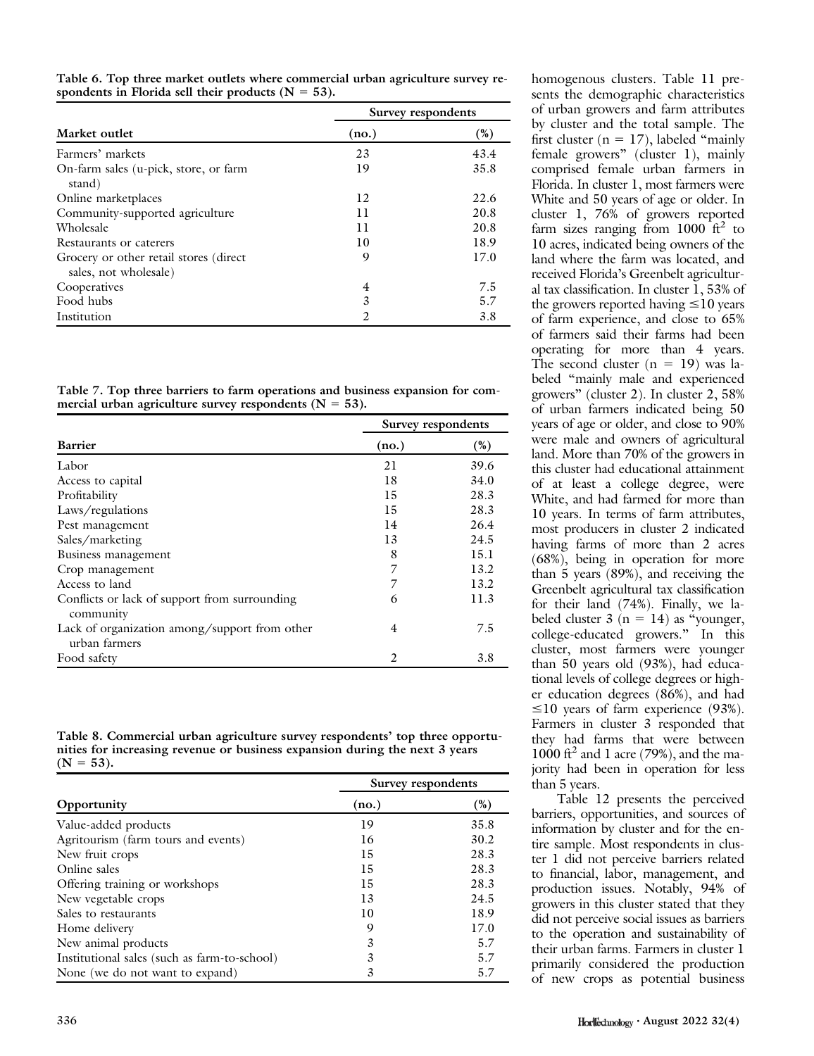Table 6. Top three market outlets where commercial urban agriculture survey respondents in Florida sell their products (N = 53).

| Market outlet | Survey respondents | |
|---|---|---|
| | (no.) | (%) |
| Farmers' markets | 23 | 43.4 |
| On-farm sales (u-pick, store, or farm stand) | 19 | 35.8 |
| Online marketplaces | 12 | 22.6 |
| Community-supported agriculture | 11 | 20.8 |
| Wholesale | 11 | 20.8 |
| Restaurants or caterers | 10 | 18.9 |
| Grocery or other retail stores (direct sales, not wholesale) | 9 | 17.0 |
| Cooperatives | 4 | 7.5 |
| Food hubs | 3 | 5.7 |
| Institution | 2 | 3.8 |

Table 7. Top three barriers to farm operations and business expansion for commercial urban agriculture survey respondents (N = 53).

| Barrier | Survey respondents | |
|---|---|---|
| | (no.) | (%) |
| Labor | 21 | 39.6 |
| Access to capital | 18 | 34.0 |
| Profitability | 15 | 28.3 |
| Laws/regulations | 15 | 28.3 |
| Pest management | 14 | 26.4 |
| Sales/marketing | 13 | 24.5 |
| Business management | 8 | 15.1 |
| Crop management | 7 | 13.2 |
| Access to land | 7 | 13.2 |
| Conflicts or lack of support from surrounding community | 6 | 11.3 |
| Lack of organization among/support from other urban farmers | 4 | 7.5 |
| Food safety | 2 | 3.8 |

Table 8. Commercial urban agriculture survey respondents' top three opportunities for increasing revenue or business expansion during the next 3 years (N = 53).

| Opportunity | Survey respondents | |
|---|---|---|
| | (no.) | (%) |
| Value-added products | 19 | 35.8 |
| Agritourism (farm tours and events) | 16 | 30.2 |
| New fruit crops | 15 | 28.3 |
| Online sales | 15 | 28.3 |
| Offering training or workshops | 15 | 28.3 |
| New vegetable crops | 13 | 24.5 |
| Sales to restaurants | 10 | 18.9 |
| Home delivery | 9 | 17.0 |
| New animal products | 3 | 5.7 |
| Institutional sales (such as farm-to-school) | 3 | 5.7 |
| None (we do not want to expand) | 3 | 5.7 |

homogenous clusters. Table 11 presents the demographic characteristics of urban growers and farm attributes by cluster and the total sample. The first cluster (n = 17), labeled "mainly female growers" (cluster 1), mainly comprised female urban farmers in Florida. In cluster 1, most farmers were White and 50 years of age or older. In cluster 1, 76% of growers reported farm sizes ranging from 1000 $ft^2$ to 10 acres, indicated being owners of the land where the farm was located, and received Florida's Greenbelt agricultural tax classification. In cluster 1, 53% of the growers reported having ≤10 years of farm experience, and close to 65% of farmers said their farms had been operating for more than 4 years. The second cluster (n = 19) was labeled "mainly male and experienced growers" (cluster 2). In cluster 2, 58% of urban farmers indicated being 50 years of age or older, and close to 90% were male and owners of agricultural land. More than 70% of the growers in this cluster had educational attainment of at least a college degree, were White, and had farmed for more than 10 years. In terms of farm attributes, most producers in cluster 2 indicated having farms of more than 2 acres (68%), being in operation for more than 5 years (89%), and receiving the Greenbelt agricultural tax classification for their land (74%). Finally, we labeled cluster 3 (n = 14) as "younger, college-educated growers." In this cluster, most farmers were younger than 50 years old (93%), had educational levels of college degrees or higher education degrees (86%), and had ≤10 years of farm experience (93%). Farmers in cluster 3 responded that they had farms that were between 1000 $ft^2$ and 1 acre (79%), and the majority had been in operation for less than 5 years.

Table 12 presents the perceived barriers, opportunities, and sources of information by cluster and for the entire sample. Most respondents in cluster 1 did not perceive barriers related to financial, labor, management, and production issues. Notably, 94% of growers in this cluster stated that they did not perceive social issues as barriers to the operation and sustainability of their urban farms. Farmers in cluster 1 primarily considered the production of new crops as potential business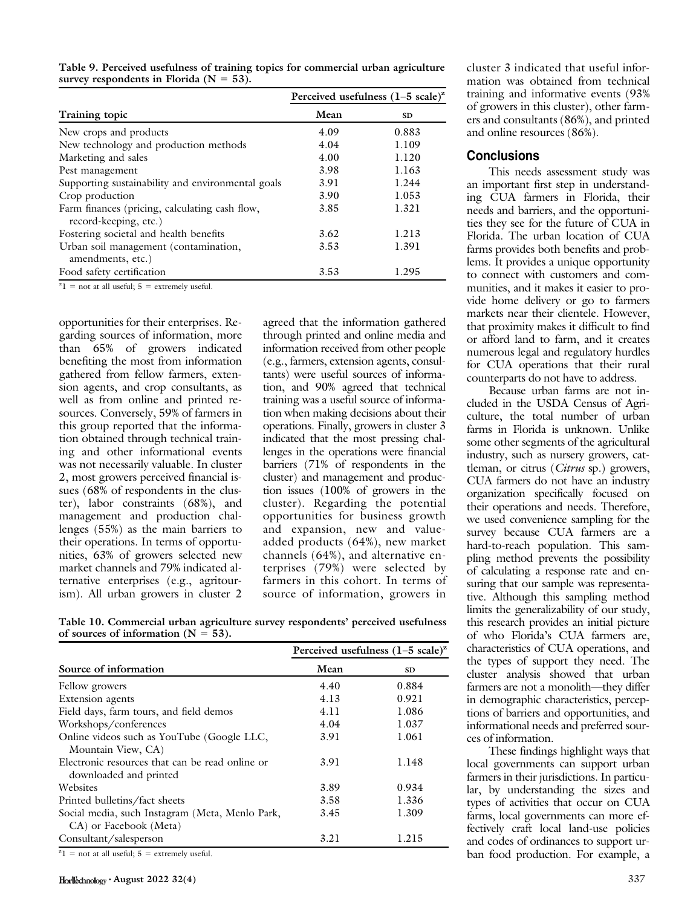Table 9. Perceived usefulness of training topics for commercial urban agriculture survey respondents in Florida (N = 53).

| Training topic | Perceived usefulness (1–5 scale)[z] | |
|---|---|---|
| | Mean | SD |
| New crops and products | 4.09 | 0.883 |
| New technology and production methods | 4.04 | 1.109 |
| Marketing and sales | 4.00 | 1.120 |
| Pest management | 3.98 | 1.163 |
| Supporting sustainability and environmental goals | 3.91 | 1.244 |
| Crop production | 3.90 | 1.053 |
| Farm finances (pricing, calculating cash flow, record-keeping, etc.) | 3.85 | 1.321 |
| Fostering societal and health benefits | 3.62 | 1.213 |
| Urban soil management (contamination, amendments, etc.) | 3.53 | 1.391 |
| Food safety certification | 3.53 | 1.295 |

[z]1 = not at all useful; 5 = extremely useful.

opportunities for their enterprises. Regarding sources of information, more than 65% of growers indicated benefiting the most from information gathered from fellow farmers, extension agents, and crop consultants, as well as from online and printed resources. Conversely, 59% of farmers in this group reported that the information obtained through technical training and other informational events was not necessarily valuable. In cluster 2, most growers perceived financial issues (68% of respondents in the cluster), labor constraints (68%), and management and production challenges (55%) as the main barriers to their operations. In terms of opportunities, 63% of growers selected new market channels and 79% indicated alternative enterprises (e.g., agritourism). All urban growers in cluster 2 agreed that the information gathered through printed and online media and information received from other people (e.g., farmers, extension agents, consultants) were useful sources of information, and 90% agreed that technical training was a useful source of information when making decisions about their operations. Finally, growers in cluster 3 indicated that the most pressing challenges in the operations were financial barriers (71% of respondents in the cluster) and management and production issues (100% of growers in the cluster). Regarding the potential opportunities for business growth and expansion, new and value-added products (64%), new market channels (64%), and alternative enterprises (79%) were selected by farmers in this cohort. In terms of source of information, growers in cluster 3 indicated that useful information was obtained from technical training and informative events (93% of growers in this cluster), other farmers and consultants (86%), and printed and online resources (86%).

Table 10. Commercial urban agriculture survey respondents' perceived usefulness of sources of information (N = 53).

| Source of information | Perceived usefulness (1–5 scale)[z] | |
|---|---|---|
| | Mean | SD |
| Fellow growers | 4.40 | 0.884 |
| Extension agents | 4.13 | 0.921 |
| Field days, farm tours, and field demos | 4.11 | 1.086 |
| Workshops/conferences | 4.04 | 1.037 |
| Online videos such as YouTube (Google LLC, Mountain View, CA) | 3.91 | 1.061 |
| Electronic resources that can be read online or downloaded and printed | 3.91 | 1.148 |
| Websites | 3.89 | 0.934 |
| Printed bulletins/fact sheets | 3.58 | 1.336 |
| Social media, such Instagram (Meta, Menlo Park, CA) or Facebook (Meta) | 3.45 | 1.309 |
| Consultant/salesperson | 3.21 | 1.215 |

[z]1 = not at all useful; 5 = extremely useful.

## Conclusions

This needs assessment study was an important first step in understanding CUA farmers in Florida, their needs and barriers, and the opportunities they see for the future of CUA in Florida. The urban location of CUA farms provides both benefits and problems. It provides a unique opportunity to connect with customers and communities, and it makes it easier to provide home delivery or go to farmers markets near their clientele. However, that proximity makes it difficult to find or afford land to farm, and it creates numerous legal and regulatory hurdles for CUA operations that their rural counterparts do not have to address.

Because urban farms are not included in the USDA Census of Agriculture, the total number of urban farms in Florida is unknown. Unlike some other segments of the agricultural industry, such as nursery growers, cattleman, or citrus (*Citrus* sp.) growers, CUA farmers do not have an industry organization specifically focused on their operations and needs. Therefore, we used convenience sampling for the survey because CUA farmers are a hard-to-reach population. This sampling method prevents the possibility of calculating a response rate and ensuring that our sample was representative. Although this sampling method limits the generalizability of our study, this research provides an initial picture of who Florida's CUA farmers are, characteristics of CUA operations, and the types of support they need. The cluster analysis showed that urban farmers are not a monolith—they differ in demographic characteristics, perceptions of barriers and opportunities, and informational needs and preferred sources of information.

These findings highlight ways that local governments can support urban farmers in their jurisdictions. In particular, by understanding the sizes and types of activities that occur on CUA farms, local governments can more effectively craft local land-use policies and codes of ordinances to support urban food production. For example, a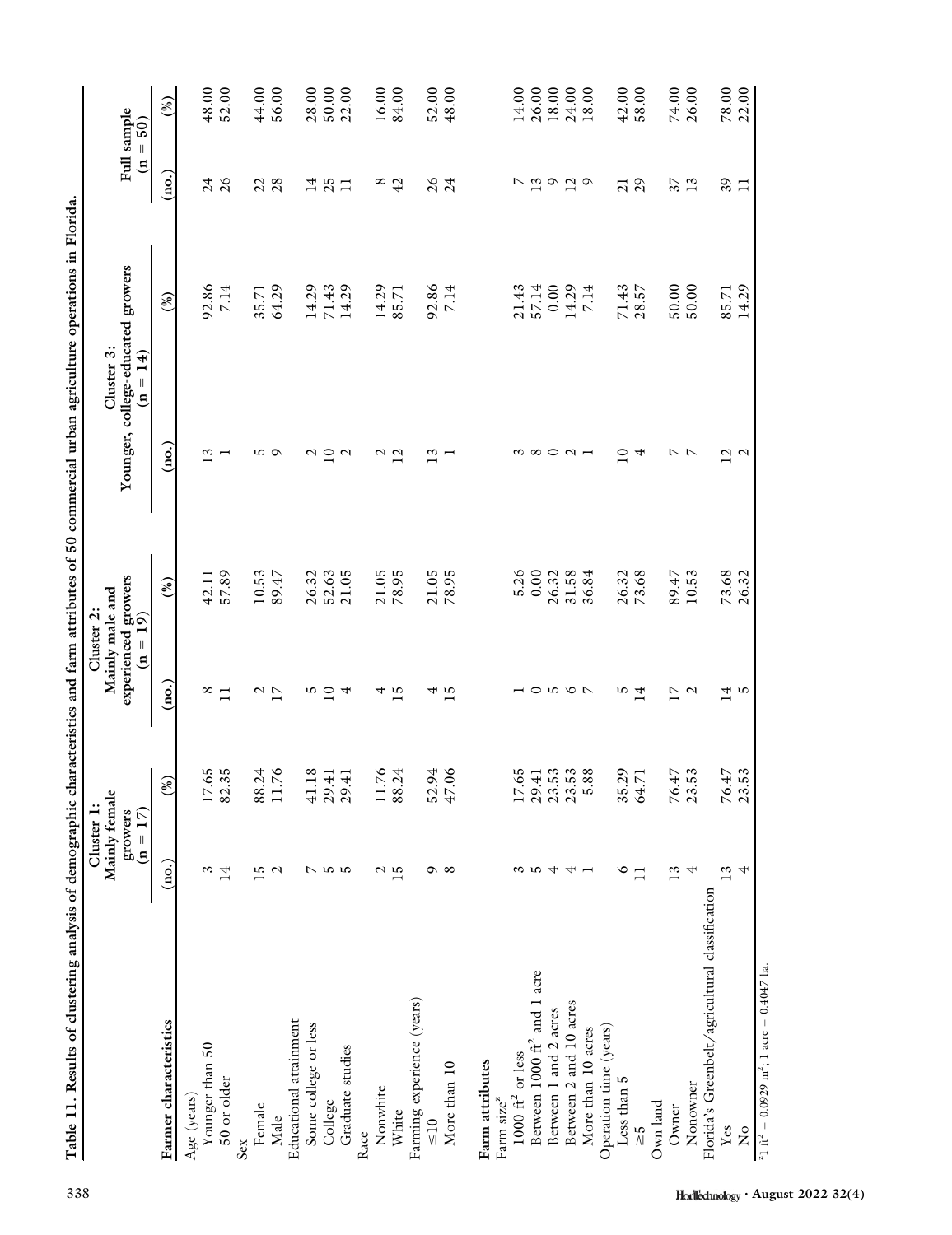**Table 11. Results of clustering analysis of demographic characteristics and farm attributes of 50 commercial urban agriculture operations in Florida.**

| Farmer characteristics | Cluster 1: Mainly female growers (n = 17) | | Cluster 2: Mainly male and experienced growers (n = 19) | | Cluster 3: Younger, college-educated growers (n = 14) | | Full sample (n = 50) | |
|---|---|---|---|---|---|---|---|---|
| | (no.) | (%) | (no.) | (%) | (no.) | (%) | (no.) | (%) |
| Age (years) | | | | | | | | |
| Younger than 50 | 3 | 17.65 | 8 | 42.11 | 13 | 92.86 | 24 | 48.00 |
| 50 or older | 14 | 82.35 | 11 | 57.89 | 1 | 7.14 | 26 | 52.00 |
| Sex | | | | | | | | |
| Female | 15 | 88.24 | 2 | 10.53 | 5 | 35.71 | 22 | 44.00 |
| Male | 2 | 11.76 | 17 | 89.47 | 9 | 64.29 | 28 | 56.00 |
| Educational attainment | | | | | | | | |
| Some college or less | 7 | 41.18 | 5 | 26.32 | 2 | 14.29 | 14 | 28.00 |
| College | 5 | 29.41 | 10 | 52.63 | 10 | 71.43 | 25 | 50.00 |
| Graduate studies | 5 | 29.41 | 4 | 21.05 | 2 | 14.29 | 11 | 22.00 |
| Race | | | | | | | | |
| Nonwhite | 2 | 11.76 | 4 | 21.05 | 2 | 14.29 | 8 | 16.00 |
| White | 15 | 88.24 | 15 | 78.95 | 12 | 85.71 | 42 | 84.00 |
| Farming experience (years) | | | | | | | | |
| ≤10 | 9 | 52.94 | 4 | 21.05 | 13 | 92.86 | 26 | 52.00 |
| More than 10 | 8 | 47.06 | 15 | 78.95 | 1 | 7.14 | 24 | 48.00 |
| **Farm attributes** | | | | | | | | |
| Farm size[z] | | | | | | | | |
| 1000 $ft^2$ or less | 3 | 17.65 | 1 | 5.26 | 3 | 21.43 | 7 | 14.00 |
| Between 1000 $ft^2$ and 1 acre | 5 | 29.41 | 0 | 0.00 | 8 | 57.14 | 13 | 26.00 |
| Between 1 and 2 acres | 4 | 23.53 | 5 | 26.32 | 0 | 0.00 | 9 | 18.00 |
| Between 2 and 10 acres | 4 | 23.53 | 6 | 31.58 | 2 | 14.29 | 12 | 24.00 |
| More than 10 acres | 1 | 5.88 | 7 | 36.84 | 1 | 7.14 | 9 | 18.00 |
| Operation time (years) | | | | | | | | |
| Less than 5 | 6 | 35.29 | 5 | 26.32 | 10 | 71.43 | 21 | 42.00 |
| ≥5 | 11 | 64.71 | 14 | 73.68 | 4 | 28.57 | 29 | 58.00 |
| Own land | | | | | | | | |
| Owner | 13 | 76.47 | 17 | 89.47 | 7 | 50.00 | 37 | 74.00 |
| Nonowner | 4 | 23.53 | 2 | 10.53 | 7 | 50.00 | 13 | 26.00 |
| Florida's Greenbelt/agricultural classification | | | | | | | | |
| Yes | 13 | 76.47 | 14 | 73.68 | 12 | 85.71 | 39 | 78.00 |
| No | 4 | 23.53 | 5 | 26.32 | 2 | 14.29 | 11 | 22.00 |

[z] 1 $ft^2$ = 0.0929 $m^2$; 1 acre = 0.4047 ha.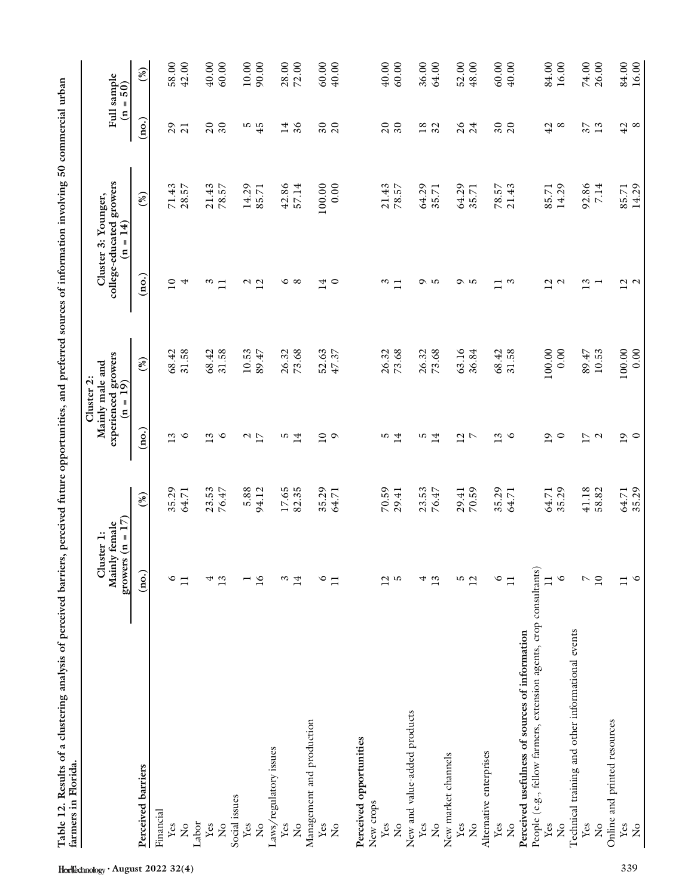Table 12. Results of a clustering analysis of perceived barriers, perceived future opportunities, and preferred sources of information involving 50 commercial urban farmers in Florida.

| | Cluster 1: Mainly female growers (n = 17) | | Cluster 2: Mainly male and experienced growers (n = 19) | | Cluster 3: Younger, college-educated growers (n = 14) | | Full sample (n = 50) | |
|---|---|---|---|---|---|---|---|---|
| **Perceived barriers** | (no.) | (%) | (no.) | (%) | (no.) | (%) | (no.) | (%) |
| Financial | | | | | | | | |
| Yes | 6 | 35.29 | 13 | 68.42 | 10 | 71.43 | 29 | 58.00 |
| No | 11 | 64.71 | 6 | 31.58 | 4 | 28.57 | 21 | 42.00 |
| Labor | | | | | | | | |
| Yes | 4 | 23.53 | 13 | 68.42 | 3 | 21.43 | 20 | 40.00 |
| No | 13 | 76.47 | 6 | 31.58 | 11 | 78.57 | 30 | 60.00 |
| Social issues | | | | | | | | |
| Yes | 1 | 5.88 | 2 | 10.53 | 2 | 14.29 | 5 | 10.00 |
| No | 16 | 94.12 | 17 | 89.47 | 12 | 85.71 | 45 | 90.00 |
| Laws/regulatory issues | | | | | | | | |
| Yes | 3 | 17.65 | 5 | 26.32 | 6 | 42.86 | 14 | 28.00 |
| No | 14 | 82.35 | 14 | 73.68 | 8 | 57.14 | 36 | 72.00 |
| Management and production | | | | | | | | |
| Yes | 6 | 35.29 | 10 | 52.63 | 14 | 100.00 | 30 | 60.00 |
| No | 11 | 64.71 | 9 | 47.37 | 0 | 0.00 | 20 | 40.00 |
| **Perceived opportunities** | | | | | | | | |
| New crops | | | | | | | | |
| Yes | 12 | 70.59 | 5 | 26.32 | 3 | 21.43 | 20 | 40.00 |
| No | 5 | 29.41 | 14 | 73.68 | 11 | 78.57 | 30 | 60.00 |
| New and value-added products | | | | | | | | |
| Yes | 4 | 23.53 | 5 | 26.32 | 9 | 64.29 | 18 | 36.00 |
| No | 13 | 76.47 | 14 | 73.68 | 5 | 35.71 | 32 | 64.00 |
| New market channels | | | | | | | | |
| Yes | 5 | 29.41 | 12 | 63.16 | 9 | 64.29 | 26 | 52.00 |
| No | 12 | 70.59 | 7 | 36.84 | 5 | 35.71 | 24 | 48.00 |
| Alternative enterprises | | | | | | | | |
| Yes | 6 | 35.29 | 13 | 68.42 | 11 | 78.57 | 30 | 60.00 |
| No | 11 | 64.71 | 6 | 31.58 | 3 | 21.43 | 20 | 40.00 |
| **Perceived usefulness of sources of information** | | | | | | | | |
| People (e.g., fellow farmers, extension agents, crop consultants) | | | | | | | | |
| Yes | 11 | 64.71 | 19 | 100.00 | 12 | 85.71 | 42 | 84.00 |
| No | 6 | 35.29 | 0 | 0.00 | 2 | 14.29 | 8 | 16.00 |
| Technical training and other informational events | | | | | | | | |
| Yes | 7 | 41.18 | 17 | 89.47 | 13 | 92.86 | 37 | 74.00 |
| No | 10 | 58.82 | 2 | 10.53 | 1 | 7.14 | 13 | 26.00 |
| Online and printed resources | | | | | | | | |
| Yes | 11 | 64.71 | 19 | 100.00 | 12 | 85.71 | 42 | 84.00 |
| No | 6 | 35.29 | 0 | 0.00 | 2 | 14.29 | 8 | 16.00 |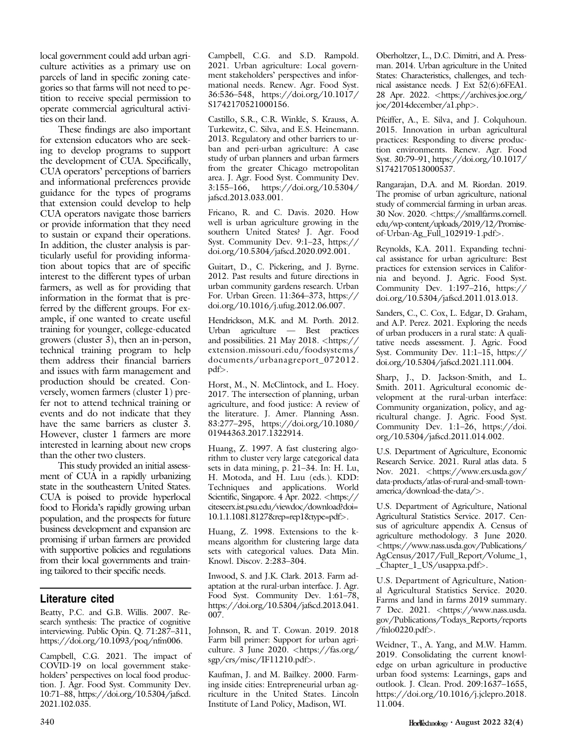local government could add urban agriculture activities as a primary use on parcels of land in specific zoning categories so that farms will not need to petition to receive special permission to operate commercial agricultural activities on their land.

These findings are also important for extension educators who are seeking to develop programs to support the development of CUA. Specifically, CUA operators' perceptions of barriers and informational preferences provide guidance for the types of programs that extension could develop to help CUA operators navigate those barriers or provide information that they need to sustain or expand their operations. In addition, the cluster analysis is particularly useful for providing information about topics that are of specific interest to the different types of urban farmers, as well as for providing that information in the format that is preferred by the different groups. For example, if one wanted to create useful training for younger, college-educated growers (cluster 3), then an in-person, technical training program to help them address their financial barriers and issues with farm management and production should be created. Conversely, women farmers (cluster 1) prefer not to attend technical training or events and do not indicate that they have the same barriers as cluster 3. However, cluster 1 farmers are more interested in learning about new crops than the other two clusters.

This study provided an initial assessment of CUA in a rapidly urbanizing state in the southeastern United States. CUA is poised to provide hyperlocal food to Florida's rapidly growing urban population, and the prospects for future business development and expansion are promising if urban farmers are provided with supportive policies and regulations from their local governments and training tailored to their specific needs.

## Literature cited

Beatty, P.C. and G.B. Willis. 2007. Research synthesis: The practice of cognitive interviewing. Public Opin. Q. 71:287–311, https://doi.org/10.1093/poq/nfm006.

Campbell, C.G. 2021. The impact of COVID-19 on local government stakeholders' perspectives on local food production. J. Agr. Food Syst. Community Dev. 10:71–88, https://doi.org/10.5304/jafscd.2021.102.035.

Campbell, C.G. and S.D. Rampold. 2021. Urban agriculture: Local government stakeholders' perspectives and informational needs. Renew. Agr. Food Syst. 36:536–548, https://doi.org/10.1017/S1742170521000156.

Castillo, S.R., C.R. Winkle, S. Krauss, A. Turkewitz, C. Silva, and E.S. Heinemann. 2013. Regulatory and other barriers to urban and peri-urban agriculture: A case study of urban planners and urban farmers from the greater Chicago metropolitan area. J. Agr. Food Syst. Community Dev. 3:155–166, https://doi.org/10.5304/jafscd.2013.033.001.

Fricano, R. and C. Davis. 2020. How well is urban agriculture growing in the southern United States? J. Agr. Food Syst. Community Dev. 9:1–23, https://doi.org/10.5304/jafscd.2020.092.001.

Guitart, D., C. Pickering, and J. Byrne. 2012. Past results and future directions in urban community gardens research. Urban For. Urban Green. 11:364–373, https://doi.org/10.1016/j.ufug.2012.06.007.

Hendrickson, M.K. and M. Porth. 2012. Urban agriculture — Best practices and possibilities. 21 May 2018. <https://extension.missouri.edu/foodsystems/documents/urbanagreport_072012.pdf>.

Horst, M., N. McClintock, and L. Hoey. 2017. The intersection of planning, urban agriculture, and food justice: A review of the literature. J. Amer. Planning Assn. 83:277–295, https://doi.org/10.1080/01944363.2017.1322914.

Huang, Z. 1997. A fast clustering algorithm to cluster very large categorical data sets in data mining, p. 21–34. In: H. Lu, H. Motoda, and H. Luu (eds.). KDD: Techniques and applications. World Scientific, Singapore. 4 Apr. 2022. <https://citeseerx.ist.psu.edu/viewdoc/download?doi=10.1.1.1081.8127&rep=rep1&type=pdf>.

Huang, Z. 1998. Extensions to the k-means algorithm for clustering large data sets with categorical values. Data Min. Knowl. Discov. 2:283–304.

Inwood, S. and J.K. Clark. 2013. Farm adaptation at the rural-urban interface. J. Agr. Food Syst. Community Dev. 1:61–78, https://doi.org/10.5304/jafscd.2013.041.007.

Johnson, R. and T. Cowan. 2019. 2018 Farm bill primer: Support for urban agriculture. 3 June 2020. <https://fas.org/sgp/crs/misc/IF11210.pdf>.

Kaufman, J. and M. Bailkey. 2000. Farming inside cities: Entrepreneurial urban agriculture in the United States. Lincoln Institute of Land Policy, Madison, WI.

Oberholtzer, L., D.C. Dimitri, and A. Pressman. 2014. Urban agriculture in the United States: Characteristics, challenges, and technical assistance needs. J Ext 52(6):6FEA1. 28 Apr. 2022. <https://archives.joe.org/joe/2014december/a1.php>.

Pfeiffer, A., E. Silva, and J. Colquhoun. 2015. Innovation in urban agricultural practices: Responding to diverse production environments. Renew. Agr. Food Syst. 30:79–91, https://doi.org/10.1017/S1742170513000537.

Rangarajan, D.A. and M. Riordan. 2019. The promise of urban agriculture, national study of commercial farming in urban areas. 30 Nov. 2020. <https://smallfarms.cornell.edu/wp-content/uploads/2019/12/Promise-of-Urban-Ag_Full_102919-1.pdf>.

Reynolds, K.A. 2011. Expanding technical assistance for urban agriculture: Best practices for extension services in California and beyond. J. Agric. Food Syst. Community Dev. 1:197–216, https://doi.org/10.5304/jafscd.2011.013.013.

Sanders, C., C. Cox, L. Edgar, D. Graham, and A.P. Perez. 2021. Exploring the needs of urban producers in a rural state: A qualitative needs assessment. J. Agric. Food Syst. Community Dev. 11:1–15, https://doi.org/10.5304/jafscd.2021.111.004.

Sharp, J., D. Jackson-Smith, and L. Smith. 2011. Agricultural economic development at the rural-urban interface: Community organization, policy, and agricultural change. J. Agric. Food Syst. Community Dev. 1:1–26, https://doi.org/10.5304/jafscd.2011.014.002.

U.S. Department of Agriculture, Economic Research Service. 2021. Rural atlas data. 5 Nov. 2021. <https://www.ers.usda.gov/data-products/atlas-of-rural-and-small-town-america/download-the-data/>.

U.S. Department of Agriculture, National Agricultural Statistics Service. 2017. Census of agriculture appendix A. Census of agriculture methodology. 3 June 2020. <https://www.nass.usda.gov/Publications/AgCensus/2017/Full_Report/Volume_1,_Chapter_1_US/usappxa.pdf>.

U.S. Department of Agriculture, National Agricultural Statistics Service. 2020. Farms and land in farms 2019 summary. 7 Dec. 2021. <https://www.nass.usda.gov/Publications/Todays_Reports/reports/fnlo0220.pdf>.

Weidner, T., A. Yang, and M.W. Hamm. 2019. Consolidating the current knowledge on urban agriculture in productive urban food systems: Learnings, gaps and outlook. J. Clean. Prod. 209:1637–1655, https://doi.org/10.1016/j.jclepro.2018.11.004.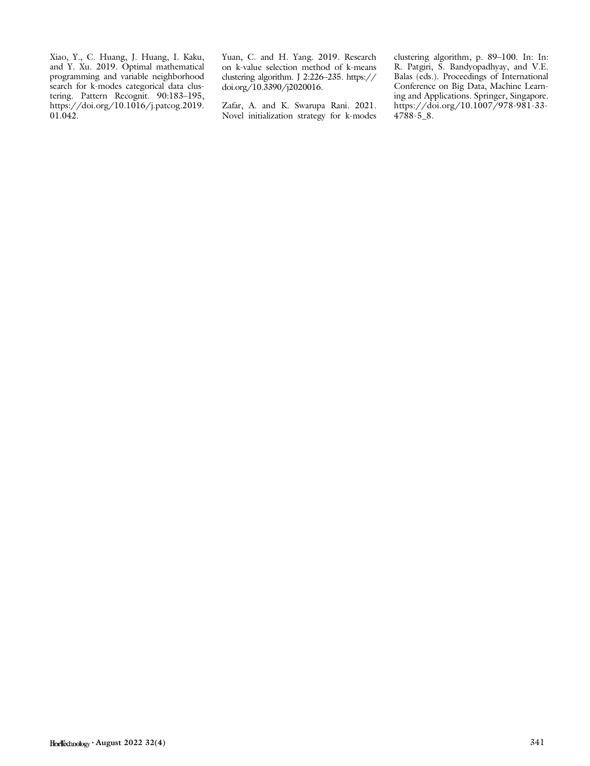Xiao, Y., C. Huang, J. Huang, I. Kaku, and Y. Xu. 2019. Optimal mathematical programming and variable neighborhood search for k-modes categorical data clustering. Pattern Recognit. 90:183–195, https://doi.org/10.1016/j.patcog.2019.01.042.

Yuan, C. and H. Yang. 2019. Research on k-value selection method of k-means clustering algorithm. J 2:226–235. https://doi.org/10.3390/j2020016.

Zafar, A. and K. Swarupa Rani. 2021. Novel initialization strategy for k-modes clustering algorithm, p. 89–100. In: In: R. Patgiri, S. Bandyopadhyay, and V.E. Balas (eds.). Proceedings of International Conference on Big Data, Machine Learning and Applications. Springer, Singapore. https://doi.org/10.1007/978-981-33-4788-5_8.